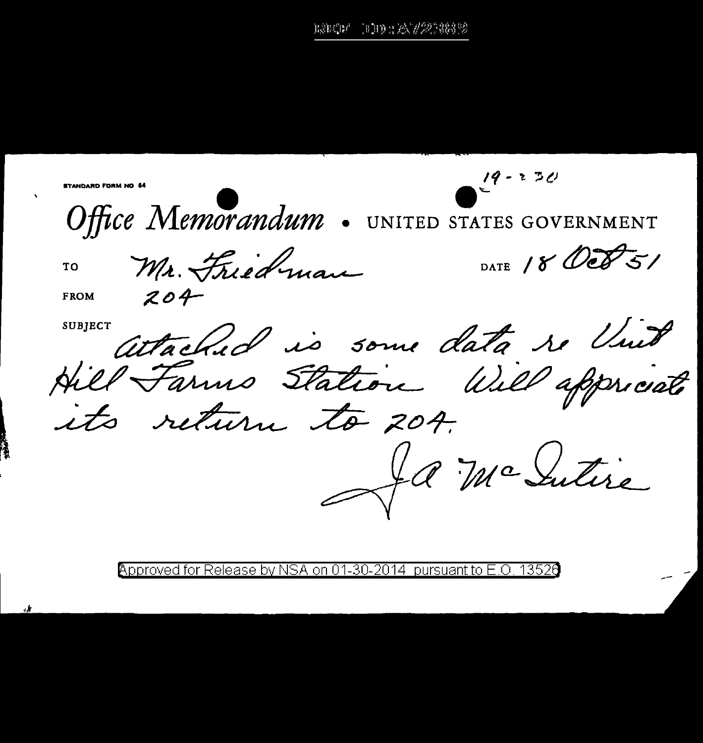STANDARD FORM NO 64

19 - 2 30

Office Memorandum • UNITED STATES GOVERNMENT

TO Mr. Friedman

DATE 18 Oct 51

FROM 204

SUBJECT

attached is some data re Vint Hill Farms Station. Will appreciate its return to 204.

J. A. McIntire

Approved for Release by NSA on 01-30-2014 pursuant to E.O. 13526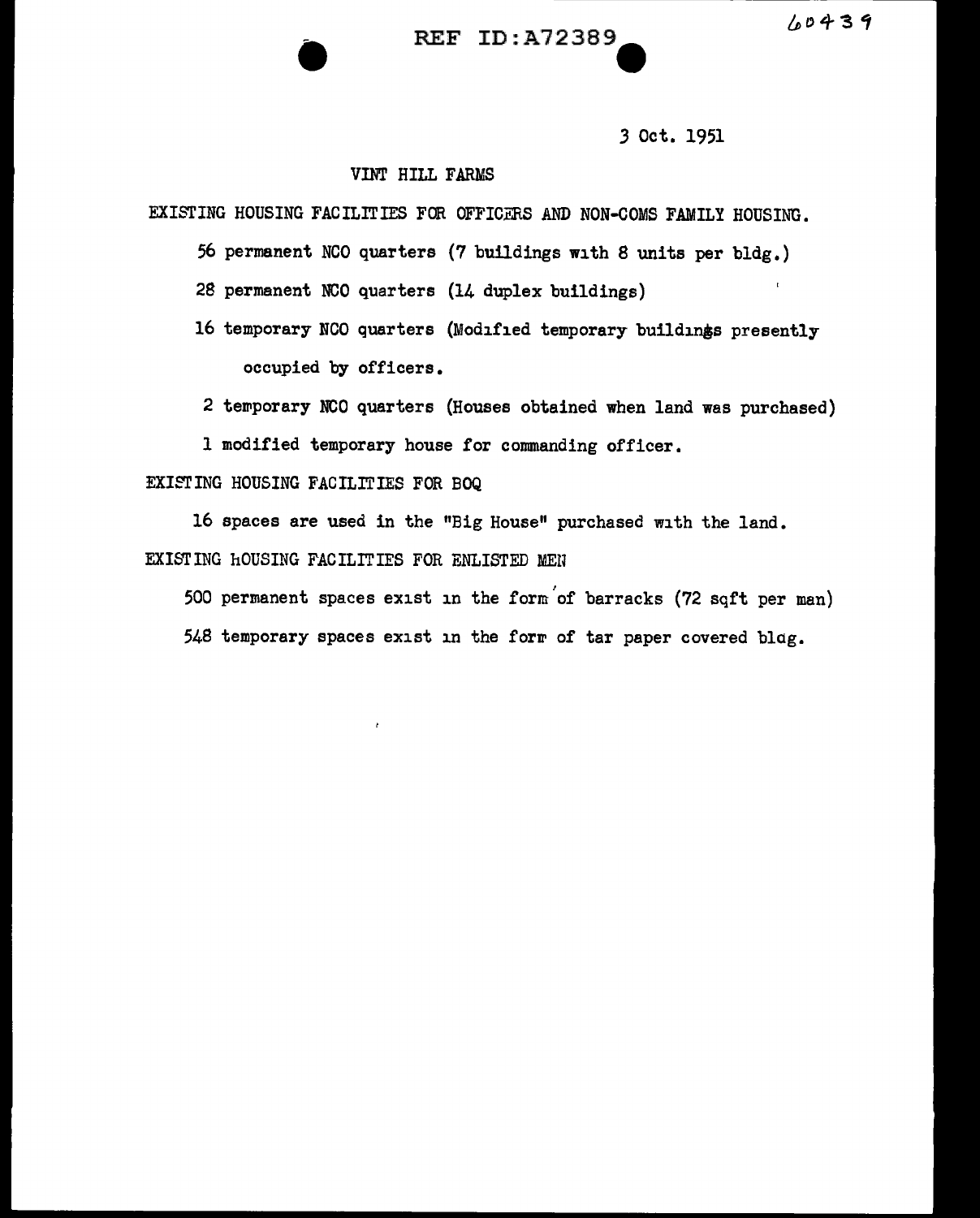3 Oct. 1951

VINT HILL FARMS

EXISTING HOUSING FACILITIES FOR OFFICERS AND NON-COMS FAMILY HOUSING.

56 permanent NCO quarters (7 buildings with 8 units per bldg.)

28 permanent NCO quarters (14 duplex buildings)

16 temporary NCO quarters (Modified temporary buildings presently occupied by officers.

2 temporary NCO quarters (Houses obtained when land was purchased)

1 modified temporary house for commanding officer.

EXISTING HOUSING FACILITIES FOR BOQ

16 spaces are used in the "Big House" purchased with the land.

EXISTING HOUSING FACILITIES FOR ENLISTED MEN

500 permanent spaces exist in the form of barracks (72 sqft per man)

548 temporary spaces exist in the form of tar paper covered bldg.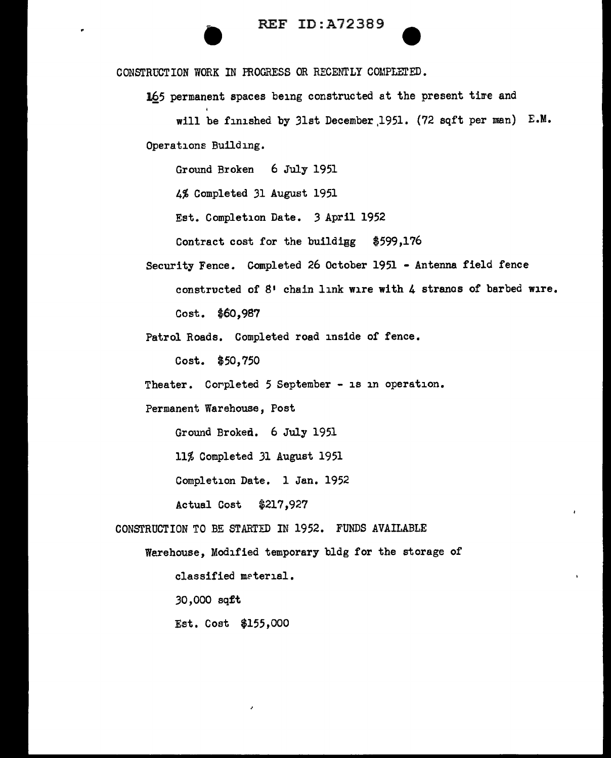CONSTRUCTION WORK IN PROGRESS OR RECENTLY COMPLETED.

165 permanent spaces being constructed at the present time and will be finished by 31st December 1951. (72 sqft per man) E.M.

Operations Building.

Ground Broken 6 July 1951

4% Completed 31 August 1951

Est. Completion Date. 3 April 1952

Contract cost for the buildigg $599,176

Security Fence. Completed 26 October 1951 - Antenna field fence constructed of 8' chain link wire with 4 stranos of barbed wire.

Cost. $60,987

Patrol Roads. Completed road inside of fence.

Cost. $50,750

Theater. Corpleted 5 September - is in operation.

Permanent Warehouse, Post

Ground Broked. 6 July 1951

11% Completed 31 August 1951

Completion Date. 1 Jan. 1952

Actual Cost $217,927

CONSTRUCTION TO BE STARTED IN 1952. FUNDS AVAILABLE

Warehouse, Modified temporary bldg for the storage of classified material.

30,000 sqft

Est. Cost $155,000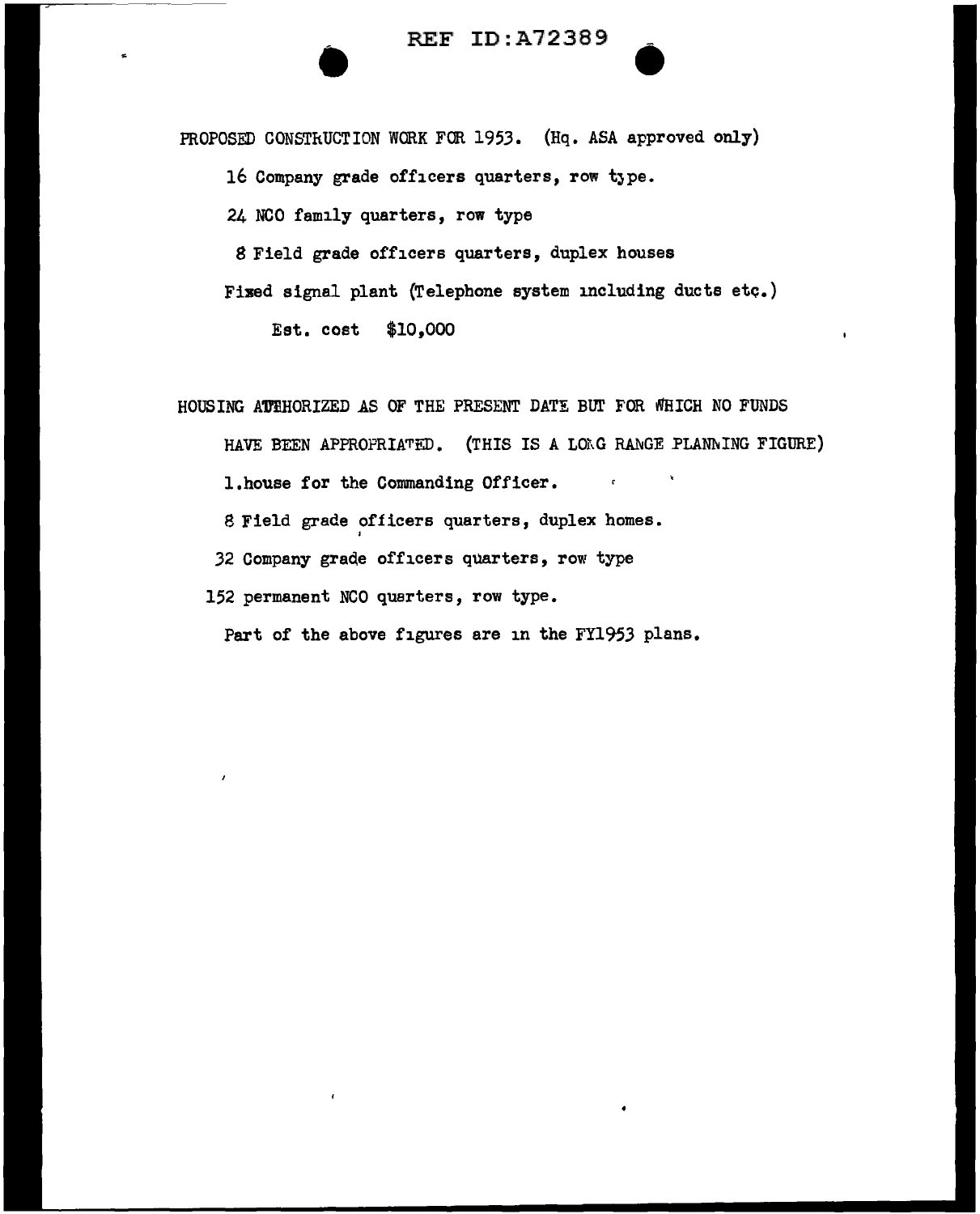PROPOSED CONSTRUCTION WORK FOR 1953. (Hq. ASA approved only)

16 Company grade officers quarters, row type.

24 NCO family quarters, row type

8 Field grade officers quarters, duplex houses

Fixed signal plant (Telephone system including ducts etc.)

Est. cost $10,000

HOUSING AUTHORIZED AS OF THE PRESENT DATE BUT FOR WHICH NO FUNDS HAVE BEEN APPROPRIATED. (THIS IS A LONG RANGE PLANNING FIGURE)

1.house for the Commanding Officer.

8 Field grade officers quarters, duplex homes.

32 Company grade officers quarters, row type

152 permanent NCO quarters, row type.

Part of the above figures are in the FY1953 plans.